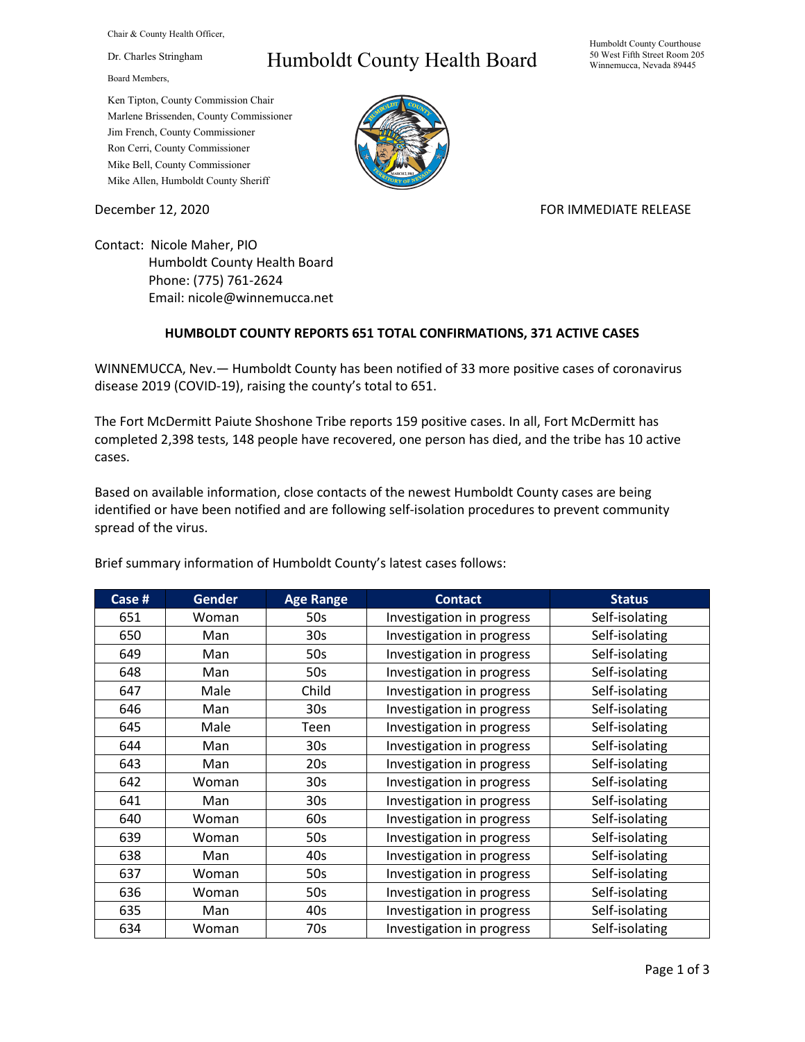Chair & County Health Officer,

Dr. Charles Stringham

Board Members,

Ken Tipton, County Commission Chair
Marlene Brissenden, County Commissioner
Jim French, County Commissioner
Ron Cerri, County Commissioner
Mike Bell, County Commissioner
Mike Allen, Humboldt County Sheriff

# Humboldt County Health Board

Humboldt County Courthouse
50 West Fifth Street Room 205
Winnemucca, Nevada 89445

December 12, 2020

FOR IMMEDIATE RELEASE

Contact: Nicole Maher, PIO
Humboldt County Health Board
Phone: (775) 761-2624
Email: nicole@winnemucca.net

**HUMBOLDT COUNTY REPORTS 651 TOTAL CONFIRMATIONS, 371 ACTIVE CASES**

WINNEMUCCA, Nev.— Humboldt County has been notified of 33 more positive cases of coronavirus disease 2019 (COVID-19), raising the county's total to 651.

The Fort McDermitt Paiute Shoshone Tribe reports 159 positive cases. In all, Fort McDermitt has completed 2,398 tests, 148 people have recovered, one person has died, and the tribe has 10 active cases.

Based on available information, close contacts of the newest Humboldt County cases are being identified or have been notified and are following self-isolation procedures to prevent community spread of the virus.

Brief summary information of Humboldt County's latest cases follows:

| Case # | Gender | Age Range | Contact | Status |
|---|---|---|---|---|
| 651 | Woman | 50s | Investigation in progress | Self-isolating |
| 650 | Man | 30s | Investigation in progress | Self-isolating |
| 649 | Man | 50s | Investigation in progress | Self-isolating |
| 648 | Man | 50s | Investigation in progress | Self-isolating |
| 647 | Male | Child | Investigation in progress | Self-isolating |
| 646 | Man | 30s | Investigation in progress | Self-isolating |
| 645 | Male | Teen | Investigation in progress | Self-isolating |
| 644 | Man | 30s | Investigation in progress | Self-isolating |
| 643 | Man | 20s | Investigation in progress | Self-isolating |
| 642 | Woman | 30s | Investigation in progress | Self-isolating |
| 641 | Man | 30s | Investigation in progress | Self-isolating |
| 640 | Woman | 60s | Investigation in progress | Self-isolating |
| 639 | Woman | 50s | Investigation in progress | Self-isolating |
| 638 | Man | 40s | Investigation in progress | Self-isolating |
| 637 | Woman | 50s | Investigation in progress | Self-isolating |
| 636 | Woman | 50s | Investigation in progress | Self-isolating |
| 635 | Man | 40s | Investigation in progress | Self-isolating |
| 634 | Woman | 70s | Investigation in progress | Self-isolating |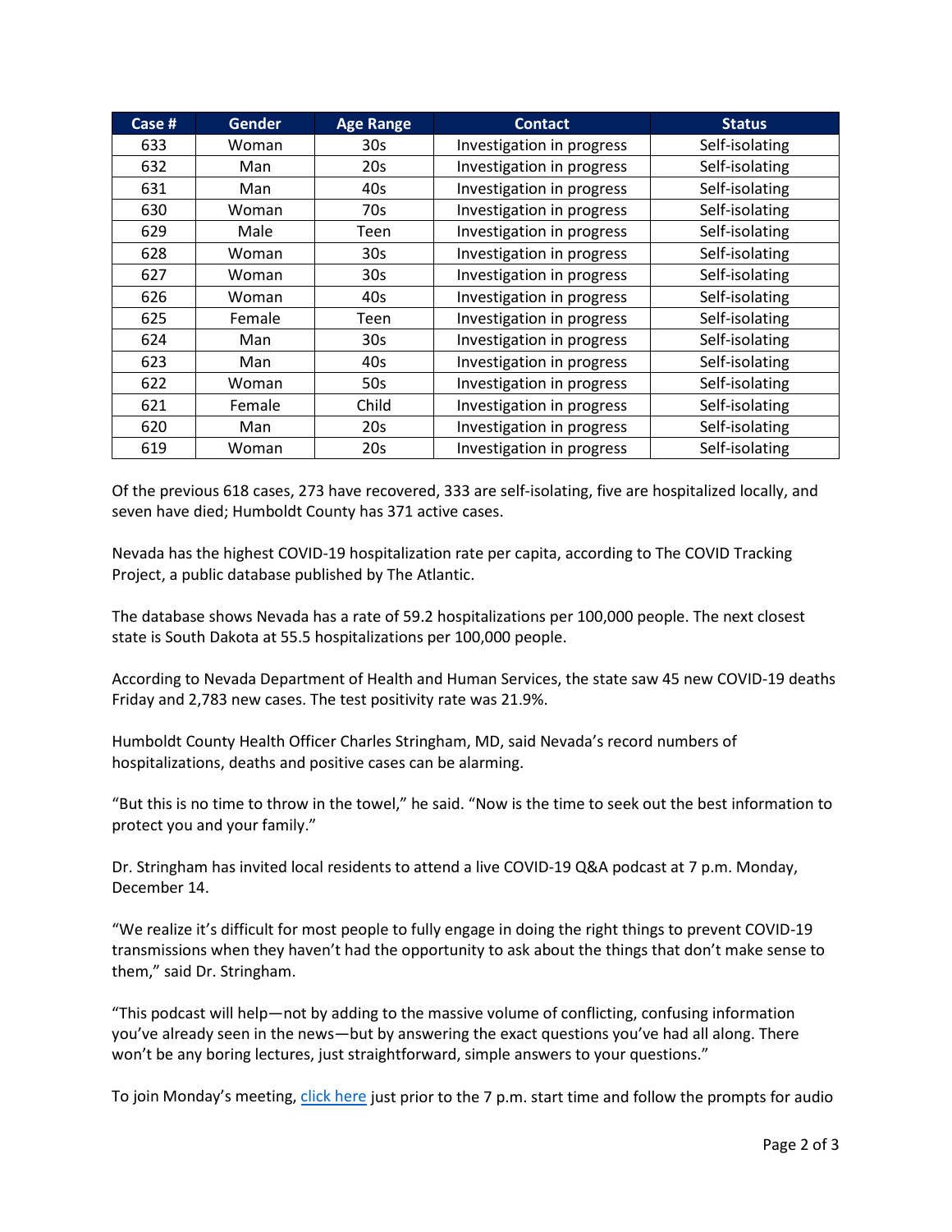| Case # | Gender | Age Range | Contact | Status |
|---|---|---|---|---|
| 633 | Woman | 30s | Investigation in progress | Self-isolating |
| 632 | Man | 20s | Investigation in progress | Self-isolating |
| 631 | Man | 40s | Investigation in progress | Self-isolating |
| 630 | Woman | 70s | Investigation in progress | Self-isolating |
| 629 | Male | Teen | Investigation in progress | Self-isolating |
| 628 | Woman | 30s | Investigation in progress | Self-isolating |
| 627 | Woman | 30s | Investigation in progress | Self-isolating |
| 626 | Woman | 40s | Investigation in progress | Self-isolating |
| 625 | Female | Teen | Investigation in progress | Self-isolating |
| 624 | Man | 30s | Investigation in progress | Self-isolating |
| 623 | Man | 40s | Investigation in progress | Self-isolating |
| 622 | Woman | 50s | Investigation in progress | Self-isolating |
| 621 | Female | Child | Investigation in progress | Self-isolating |
| 620 | Man | 20s | Investigation in progress | Self-isolating |
| 619 | Woman | 20s | Investigation in progress | Self-isolating |

Of the previous 618 cases, 273 have recovered, 333 are self-isolating, five are hospitalized locally, and seven have died; Humboldt County has 371 active cases.

Nevada has the highest COVID-19 hospitalization rate per capita, according to The COVID Tracking Project, a public database published by The Atlantic.

The database shows Nevada has a rate of 59.2 hospitalizations per 100,000 people. The next closest state is South Dakota at 55.5 hospitalizations per 100,000 people.

According to Nevada Department of Health and Human Services, the state saw 45 new COVID-19 deaths Friday and 2,783 new cases. The test positivity rate was 21.9%.

Humboldt County Health Officer Charles Stringham, MD, said Nevada's record numbers of hospitalizations, deaths and positive cases can be alarming.

"But this is no time to throw in the towel," he said. "Now is the time to seek out the best information to protect you and your family."

Dr. Stringham has invited local residents to attend a live COVID-19 Q&A podcast at 7 p.m. Monday, December 14.

"We realize it's difficult for most people to fully engage in doing the right things to prevent COVID-19 transmissions when they haven't had the opportunity to ask about the things that don't make sense to them," said Dr. Stringham.

"This podcast will help—not by adding to the massive volume of conflicting, confusing information you've already seen in the news—but by answering the exact questions you've had all along. There won't be any boring lectures, just straightforward, simple answers to your questions."

To join Monday's meeting, click here just prior to the 7 p.m. start time and follow the prompts for audio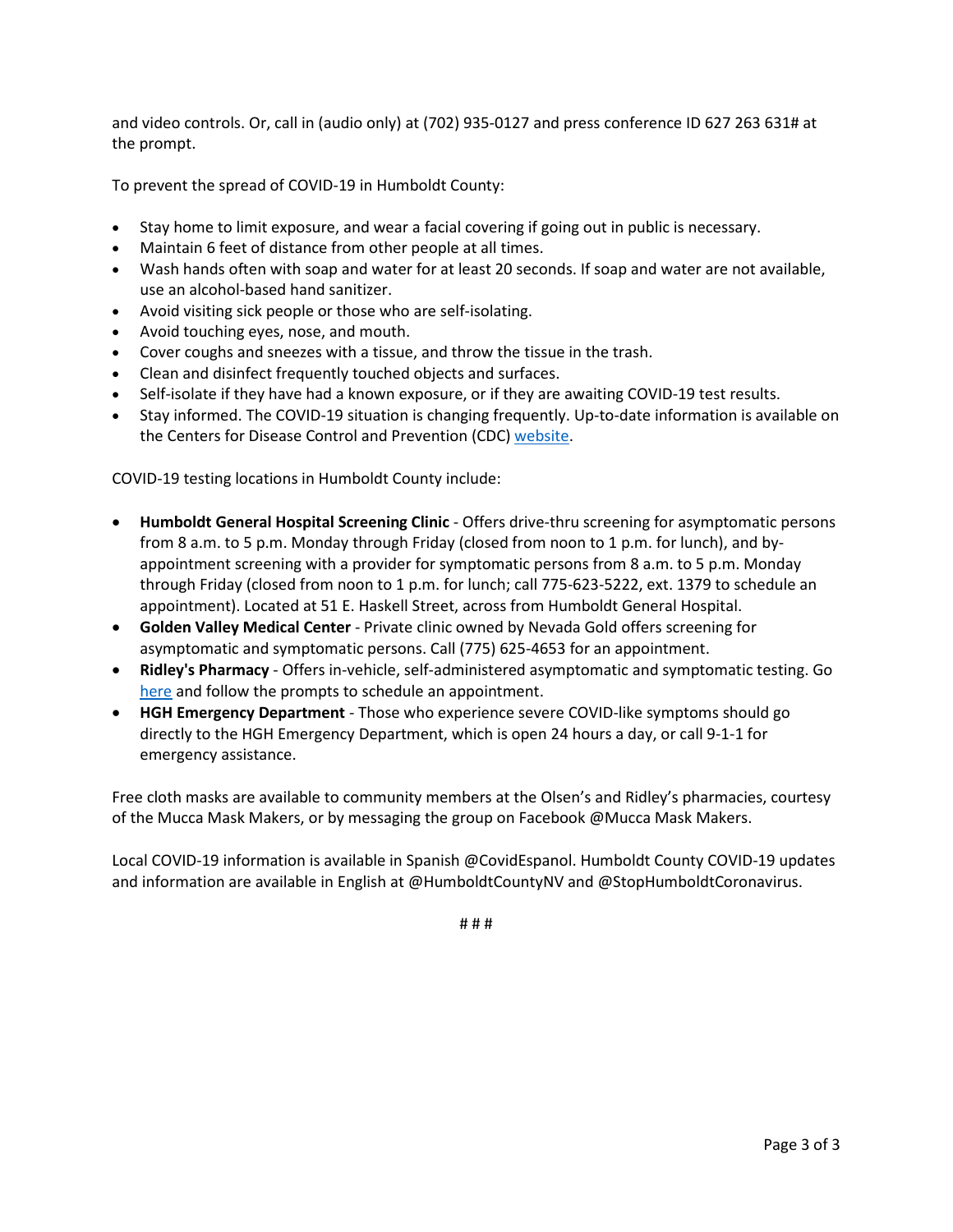and video controls. Or, call in (audio only) at (702) 935-0127 and press conference ID 627 263 631# at the prompt.

To prevent the spread of COVID-19 in Humboldt County:

- Stay home to limit exposure, and wear a facial covering if going out in public is necessary.
- Maintain 6 feet of distance from other people at all times.
- Wash hands often with soap and water for at least 20 seconds. If soap and water are not available, use an alcohol-based hand sanitizer.
- Avoid visiting sick people or those who are self-isolating.
- Avoid touching eyes, nose, and mouth.
- Cover coughs and sneezes with a tissue, and throw the tissue in the trash.
- Clean and disinfect frequently touched objects and surfaces.
- Self-isolate if they have had a known exposure, or if they are awaiting COVID-19 test results.
- Stay informed. The COVID-19 situation is changing frequently. Up-to-date information is available on the Centers for Disease Control and Prevention (CDC) website.

COVID-19 testing locations in Humboldt County include:

- **Humboldt General Hospital Screening Clinic** - Offers drive-thru screening for asymptomatic persons from 8 a.m. to 5 p.m. Monday through Friday (closed from noon to 1 p.m. for lunch), and by-appointment screening with a provider for symptomatic persons from 8 a.m. to 5 p.m. Monday through Friday (closed from noon to 1 p.m. for lunch; call 775-623-5222, ext. 1379 to schedule an appointment). Located at 51 E. Haskell Street, across from Humboldt General Hospital.
- **Golden Valley Medical Center** - Private clinic owned by Nevada Gold offers screening for asymptomatic and symptomatic persons. Call (775) 625-4653 for an appointment.
- **Ridley's Pharmacy** - Offers in-vehicle, self-administered asymptomatic and symptomatic testing. Go here and follow the prompts to schedule an appointment.
- **HGH Emergency Department** - Those who experience severe COVID-like symptoms should go directly to the HGH Emergency Department, which is open 24 hours a day, or call 9-1-1 for emergency assistance.

Free cloth masks are available to community members at the Olsen's and Ridley's pharmacies, courtesy of the Mucca Mask Makers, or by messaging the group on Facebook @Mucca Mask Makers.

Local COVID-19 information is available in Spanish @CovidEspanol. Humboldt County COVID-19 updates and information are available in English at @HumboldtCountyNV and @StopHumboldtCoronavirus.

# # #